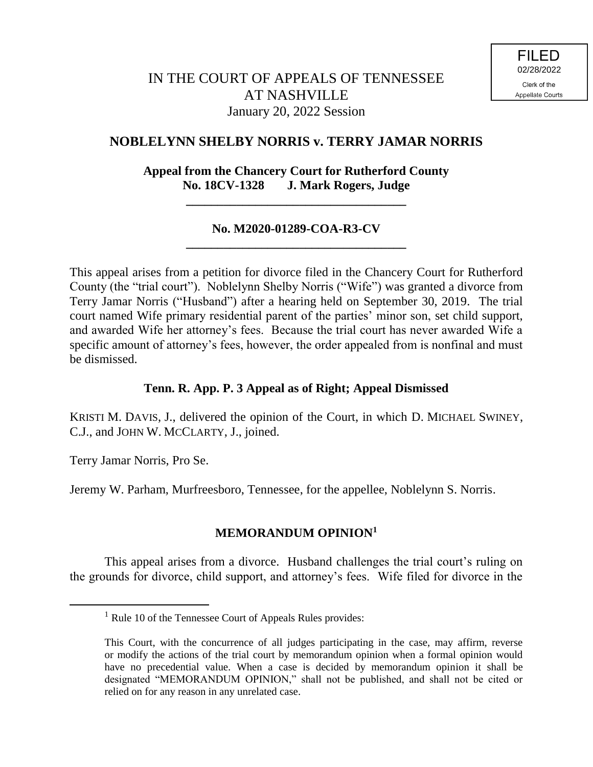FILED
02/28/2022
Clerk of the
Appellate Courts

IN THE COURT OF APPEALS OF TENNESSEE
AT NASHVILLE
January 20, 2022 Session

## NOBLELYNN SHELBY NORRIS v. TERRY JAMAR NORRIS

**Appeal from the Chancery Court for Rutherford County**
**No. 18CV-1328 J. Mark Rogers, Judge**

---

**No. M2020-01289-COA-R3-CV**

---

This appeal arises from a petition for divorce filed in the Chancery Court for Rutherford County (the "trial court"). Noblelynn Shelby Norris ("Wife") was granted a divorce from Terry Jamar Norris ("Husband") after a hearing held on September 30, 2019. The trial court named Wife primary residential parent of the parties' minor son, set child support, and awarded Wife her attorney's fees. Because the trial court has never awarded Wife a specific amount of attorney's fees, however, the order appealed from is nonfinal and must be dismissed.

**Tenn. R. App. P. 3 Appeal as of Right; Appeal Dismissed**

KRISTI M. DAVIS, J., delivered the opinion of the Court, in which D. MICHAEL SWINEY, C.J., and JOHN W. MCCLARTY, J., joined.

Terry Jamar Norris, Pro Se.

Jeremy W. Parham, Murfreesboro, Tennessee, for the appellee, Noblelynn S. Norris.

## MEMORANDUM OPINION[1]

This appeal arises from a divorce. Husband challenges the trial court's ruling on the grounds for divorce, child support, and attorney's fees. Wife filed for divorce in the

---

[1] Rule 10 of the Tennessee Court of Appeals Rules provides:

This Court, with the concurrence of all judges participating in the case, may affirm, reverse or modify the actions of the trial court by memorandum opinion when a formal opinion would have no precedential value. When a case is decided by memorandum opinion it shall be designated "MEMORANDUM OPINION," shall not be published, and shall not be cited or relied on for any reason in any unrelated case.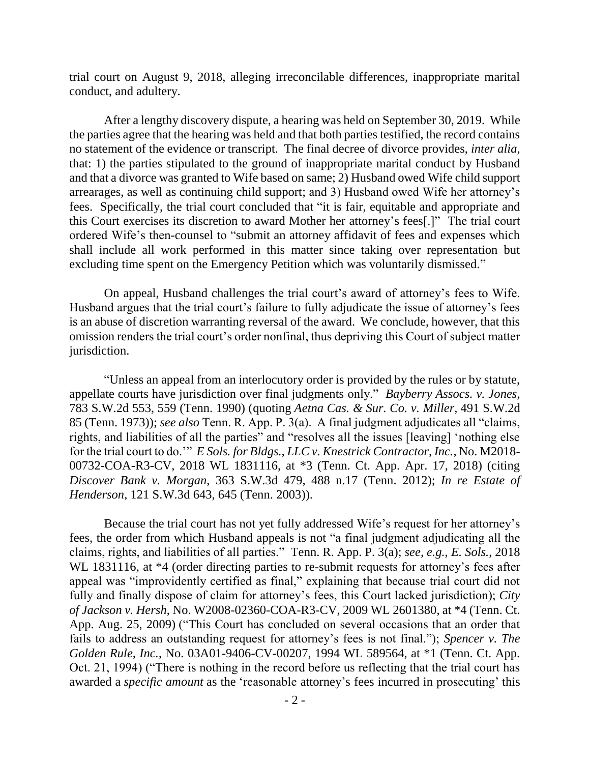trial court on August 9, 2018, alleging irreconcilable differences, inappropriate marital conduct, and adultery.

After a lengthy discovery dispute, a hearing was held on September 30, 2019. While the parties agree that the hearing was held and that both parties testified, the record contains no statement of the evidence or transcript. The final decree of divorce provides, *inter alia*, that: 1) the parties stipulated to the ground of inappropriate marital conduct by Husband and that a divorce was granted to Wife based on same; 2) Husband owed Wife child support arrearages, as well as continuing child support; and 3) Husband owed Wife her attorney's fees. Specifically, the trial court concluded that "it is fair, equitable and appropriate and this Court exercises its discretion to award Mother her attorney's fees[.]" The trial court ordered Wife's then-counsel to "submit an attorney affidavit of fees and expenses which shall include all work performed in this matter since taking over representation but excluding time spent on the Emergency Petition which was voluntarily dismissed."

On appeal, Husband challenges the trial court's award of attorney's fees to Wife. Husband argues that the trial court's failure to fully adjudicate the issue of attorney's fees is an abuse of discretion warranting reversal of the award. We conclude, however, that this omission renders the trial court's order nonfinal, thus depriving this Court of subject matter jurisdiction.

"Unless an appeal from an interlocutory order is provided by the rules or by statute, appellate courts have jurisdiction over final judgments only." *Bayberry Assocs. v. Jones*, 783 S.W.2d 553, 559 (Tenn. 1990) (quoting *Aetna Cas. & Sur. Co. v. Miller*, 491 S.W.2d 85 (Tenn. 1973)); *see also* Tenn. R. App. P. 3(a). A final judgment adjudicates all "claims, rights, and liabilities of all the parties" and "resolves all the issues [leaving] 'nothing else for the trial court to do.'" *E Sols. for Bldgs., LLC v. Knestrick Contractor, Inc.*, No. M2018-00732-COA-R3-CV, 2018 WL 1831116, at *3 (Tenn. Ct. App. Apr. 17, 2018) (citing *Discover Bank v. Morgan*, 363 S.W.3d 479, 488 n.17 (Tenn. 2012); *In re Estate of Henderson*, 121 S.W.3d 643, 645 (Tenn. 2003)).

Because the trial court has not yet fully addressed Wife's request for her attorney's fees, the order from which Husband appeals is not "a final judgment adjudicating all the claims, rights, and liabilities of all parties." Tenn. R. App. P. 3(a); *see, e.g.*, *E. Sols.*, 2018 WL 1831116, at *4 (order directing parties to re-submit requests for attorney's fees after appeal was "improvidently certified as final," explaining that because trial court did not fully and finally dispose of claim for attorney's fees, this Court lacked jurisdiction); *City of Jackson v. Hersh*, No. W2008-02360-COA-R3-CV, 2009 WL 2601380, at *4 (Tenn. Ct. App. Aug. 25, 2009) ("This Court has concluded on several occasions that an order that fails to address an outstanding request for attorney's fees is not final."); *Spencer v. The Golden Rule, Inc.*, No. 03A01-9406-CV-00207, 1994 WL 589564, at *1 (Tenn. Ct. App. Oct. 21, 1994) ("There is nothing in the record before us reflecting that the trial court has awarded a *specific amount* as the 'reasonable attorney's fees incurred in prosecuting' this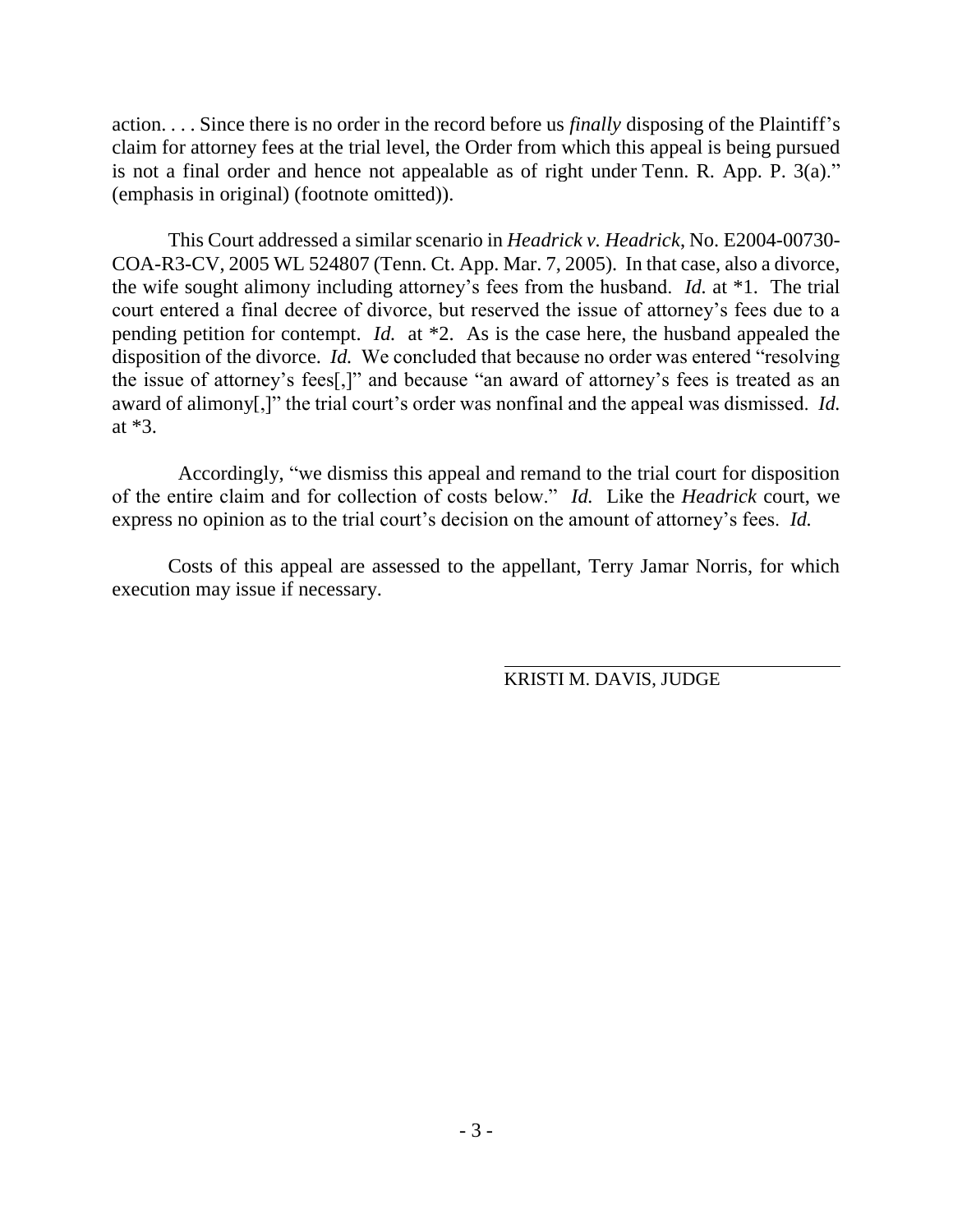action. . . . Since there is no order in the record before us *finally* disposing of the Plaintiff's claim for attorney fees at the trial level, the Order from which this appeal is being pursued is not a final order and hence not appealable as of right under Tenn. R. App. P. 3(a)." (emphasis in original) (footnote omitted)).

This Court addressed a similar scenario in *Headrick v. Headrick*, No. E2004-00730-COA-R3-CV, 2005 WL 524807 (Tenn. Ct. App. Mar. 7, 2005). In that case, also a divorce, the wife sought alimony including attorney's fees from the husband. *Id.* at *1. The trial court entered a final decree of divorce, but reserved the issue of attorney's fees due to a pending petition for contempt. *Id.* at *2. As is the case here, the husband appealed the disposition of the divorce. *Id.* We concluded that because no order was entered "resolving the issue of attorney's fees[,]" and because "an award of attorney's fees is treated as an award of alimony[,]" the trial court's order was nonfinal and the appeal was dismissed. *Id.* at *3.

Accordingly, "we dismiss this appeal and remand to the trial court for disposition of the entire claim and for collection of costs below." *Id.* Like the *Headrick* court, we express no opinion as to the trial court's decision on the amount of attorney's fees. *Id.*

Costs of this appeal are assessed to the appellant, Terry Jamar Norris, for which execution may issue if necessary.

KRISTI M. DAVIS, JUDGE